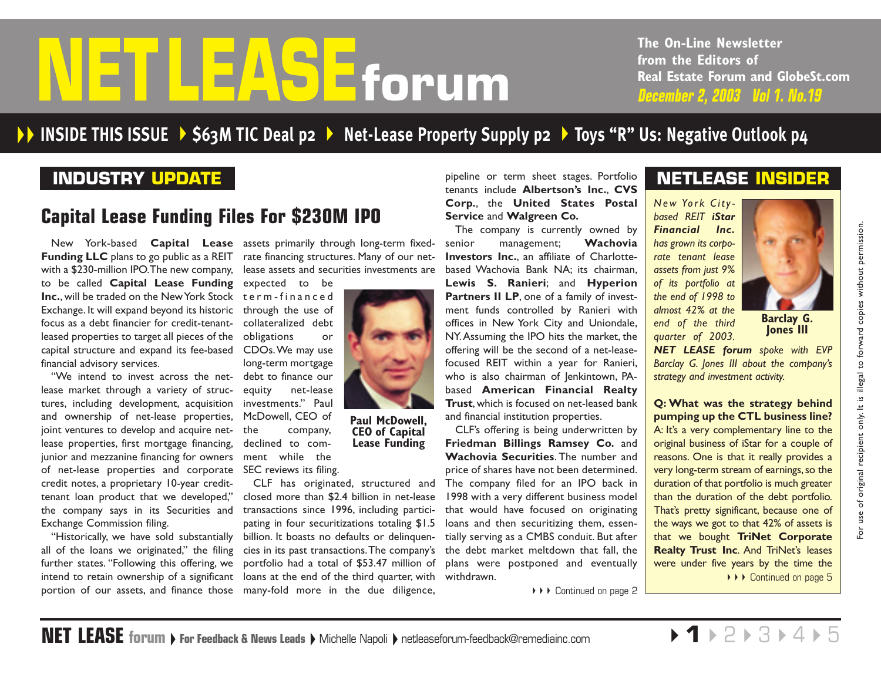# NET LEASE forum

The On-Line Newsletter from the Editors of Real Estate Forum and GlobeSt.com

*December 2, 2003 Vol 1. No.19*

**INSIDE THIS ISSUE** ▸ $63M TIC Deal p2 ▸ Net-Lease Property Supply p2 ▸ Toys "R" Us: Negative Outlook p4

## INDUSTRY UPDATE

### Capital Lease Funding Files For $230M IPO

New York-based **Capital Lease Funding LLC** plans to go public as a REIT with a $230-million IPO. The new company, to be called **Capital Lease Funding Inc.**, will be traded on the New York Stock Exchange. It will expand beyond its historic focus as a debt financier for credit-tenant-leased properties to target all pieces of the capital structure and expand its fee-based financial advisory services.

"We intend to invest across the net-lease market through a variety of structures, including development, acquisition and ownership of net-lease properties, joint ventures to develop and acquire net-lease properties, first mortgage financing, junior and mezzanine financing for owners of net-lease properties and corporate credit notes, a proprietary 10-year credit-tenant loan product that we developed," the company says in its Securities and Exchange Commission filing.

"Historically, we have sold substantially all of the loans we originated," the filing further states. "Following this offering, we intend to retain ownership of a significant portion of our assets, and finance those assets primarily through long-term fixed-rate financing structures. Many of our net-lease assets and securities investments are expected to be term-financed through the use of collateralized debt obligations or CDOs. We may use long-term mortgage debt to finance our equity net-lease investments." Paul McDowell, CEO of the company, declined to comment while the SEC reviews its filing.

**Paul McDowell, CEO of Capital Lease Funding**

CLF has originated, structured and closed more than $2.4 billion in net-lease transactions since 1996, including participating in four securitizations totaling $1.5 billion. It boasts no defaults or delinquencies in its past transactions. The company's portfolio had a total of $53.47 million of loans at the end of the third quarter, with many-fold more in the due diligence, pipeline or term sheet stages. Portfolio tenants include **Albertson's Inc.**, **CVS Corp.**, the **United States Postal Service** and **Walgreen Co.**

The company is currently owned by senior management; **Wachovia Investors Inc.**, an affiliate of Charlotte-based Wachovia Bank NA; its chairman, **Lewis S. Ranieri**; and **Hyperion Partners II LP**, one of a family of investment funds controlled by Ranieri with offices in New York City and Uniondale, NY. Assuming the IPO hits the market, the offering will be the second of a net-lease-focused REIT within a year for Ranieri, who is also chairman of Jenkintown, PA-based **American Financial Realty Trust**, which is focused on net-leased bank and financial institution properties.

CLF's offering is being underwritten by **Friedman Billings Ramsey Co.** and **Wachovia Securities**. The number and price of shares have not been determined. The company filed for an IPO back in 1998 with a very different business model that would have focused on originating loans and then securitizing them, essentially serving as a CMBS conduit. But after the debt market meltdown that fall, the plans were postponed and eventually withdrawn.

▸▸▸ Continued on page 2

## NETLEASE INSIDER

*New York City-based REIT **iStar Financial Inc.** has grown its corporate tenant lease assets from just 9% of its portfolio at the end of 1998 to almost 42% at the end of the third quarter of 2003. **NET LEASE forum** spoke with EVP Barclay G. Jones III about the company's strategy and investment activity.*

**Barclay G. Jones III**

**Q: What was the strategy behind pumping up the CTL business line?**

A: It's a very complementary line to the original business of iStar for a couple of reasons. One is that it really provides a very long-term stream of earnings, so the duration of that portfolio is much greater than the duration of the debt portfolio. That's pretty significant, because one of the ways we got to that 42% of assets is that we bought **TriNet Corporate Realty Trust Inc**. And TriNet's leases were under five years by the time the

▸▸▸ Continued on page 5

For use of original recipient only. It is illegal to forward copies without permission.

**NET LEASE forum** ▸ For Feedback & News Leads ▸ Michelle Napoli ▸ netleaseforum-feedback@remediainc.com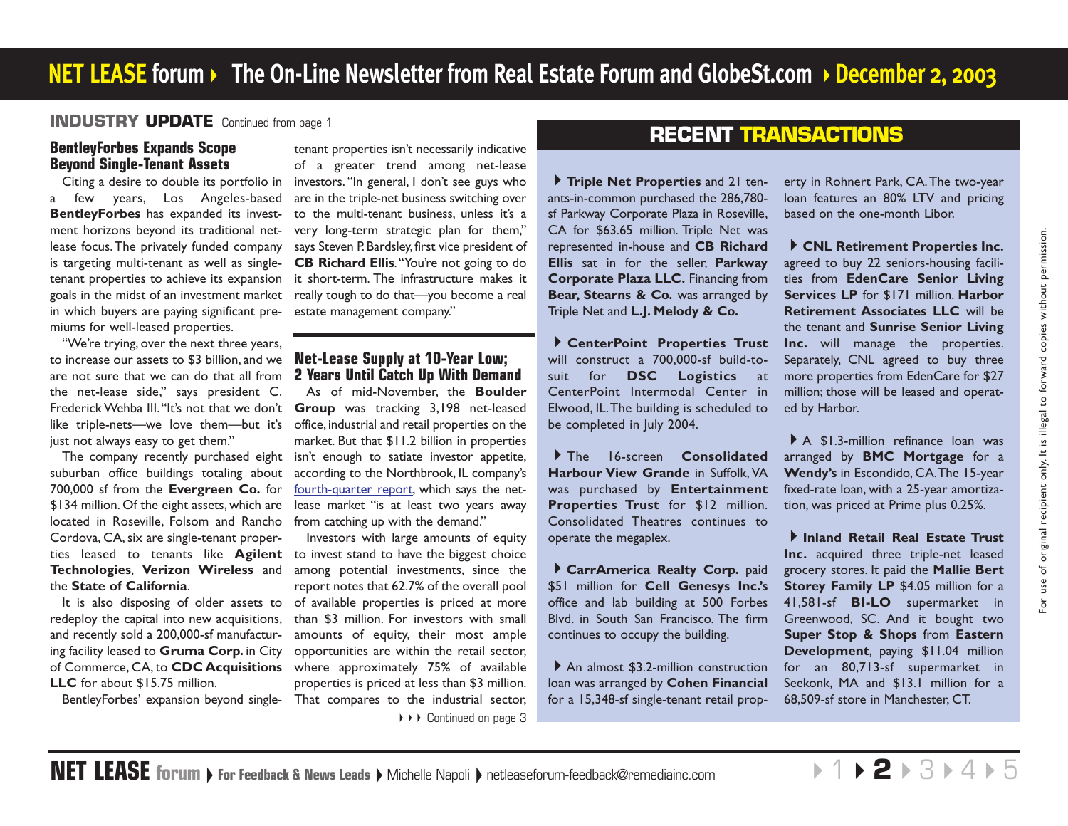## INDUSTRY UPDATE Continued from page 1

### BentleyForbes Expands Scope Beyond Single-Tenant Assets

Citing a desire to double its portfolio in a few years, Los Angeles-based **BentleyForbes** has expanded its investment horizons beyond its traditional net-lease focus. The privately funded company is targeting multi-tenant as well as single-tenant properties to achieve its expansion goals in the midst of an investment market in which buyers are paying significant premiums for well-leased properties.

"We're trying, over the next three years, to increase our assets to $3 billion, and we are not sure that we can do that all from the net-lease side," says president C. Frederick Wehba III. "It's not that we don't like triple-nets—we love them—but it's just not always easy to get them."

The company recently purchased eight suburban office buildings totaling about 700,000 sf from the **Evergreen Co.** for $134 million. Of the eight assets, which are located in Roseville, Folsom and Rancho Cordova, CA, six are single-tenant properties leased to tenants like **Agilent Technologies**, **Verizon Wireless** and the **State of California**.

It is also disposing of older assets to redeploy the capital into new acquisitions, and recently sold a 200,000-sf manufacturing facility leased to **Gruma Corp.** in City of Commerce, CA, to **CDC Acquisitions LLC** for about $15.75 million.

BentleyForbes' expansion beyond single-tenant properties isn't necessarily indicative of a greater trend among net-lease investors. "In general, I don't see guys who are in the triple-net business switching over to the multi-tenant business, unless it's a very long-term strategic plan for them," says Steven P. Bardsley, first vice president of **CB Richard Ellis**. "You're not going to do it short-term. The infrastructure makes it really tough to do that—you become a real estate management company."

### Net-Lease Supply at 10-Year Low; 2 Years Until Catch Up With Demand

As of mid-November, the **Boulder Group** was tracking 3,198 net-leased office, industrial and retail properties on the market. But that $11.2 billion in properties isn't enough to satiate investor appetite, according to the Northbrook, IL company's fourth-quarter report, which says the net-lease market "is at least two years away from catching up with the demand."

Investors with large amounts of equity to invest stand to have the biggest choice among potential investments, since the report notes that 62.7% of the overall pool of available properties is priced at more than $3 million. For investors with small amounts of equity, their most ample opportunities are within the retail sector, where approximately 75% of available properties is priced at less than $3 million. That compares to the industrial sector,

Continued on page 3

## RECENT TRANSACTIONS

**Triple Net Properties** and 21 tenants-in-common purchased the 286,780-sf Parkway Corporate Plaza in Roseville, CA for $63.65 million. Triple Net was represented in-house and **CB Richard Ellis** sat in for the seller, **Parkway Corporate Plaza LLC.** Financing from **Bear, Stearns & Co.** was arranged by Triple Net and **L.J. Melody & Co.**

**CenterPoint Properties Trust** will construct a 700,000-sf build-to-suit for **DSC Logistics** at CenterPoint Intermodal Center in Elwood, IL. The building is scheduled to be completed in July 2004.

The 16-screen **Consolidated Harbour View Grande** in Suffolk, VA was purchased by **Entertainment Properties Trust** for $12 million. Consolidated Theatres continues to operate the megaplex.

**CarrAmerica Realty Corp.** paid $51 million for **Cell Genesys Inc.'s** office and lab building at 500 Forbes Blvd. in South San Francisco. The firm continues to occupy the building.

An almost $3.2-million construction loan was arranged by **Cohen Financial** for a 15,348-sf single-tenant retail property in Rohnert Park, CA. The two-year loan features an 80% LTV and pricing based on the one-month Libor.

**CNL Retirement Properties Inc.** agreed to buy 22 seniors-housing facilities from **EdenCare Senior Living Services LP** for $171 million. **Harbor Retirement Associates LLC** will be the tenant and **Sunrise Senior Living Inc.** will manage the properties. Separately, CNL agreed to buy three more properties from EdenCare for $27 million; those will be leased and operated by Harbor.

A $1.3-million refinance loan was arranged by **BMC Mortgage** for a **Wendy's** in Escondido, CA. The 15-year fixed-rate loan, with a 25-year amortization, was priced at Prime plus 0.25%.

**Inland Retail Real Estate Trust Inc.** acquired three triple-net leased grocery stores. It paid the **Mallie Bert Storey Family LP** $4.05 million for a 41,581-sf **BI-LO** supermarket in Greenwood, SC. And it bought two **Super Stop & Shops** from **Eastern Development**, paying $11.04 million for an 80,713-sf supermarket in Seekonk, MA and $13.1 million for a 68,509-sf store in Manchester, CT.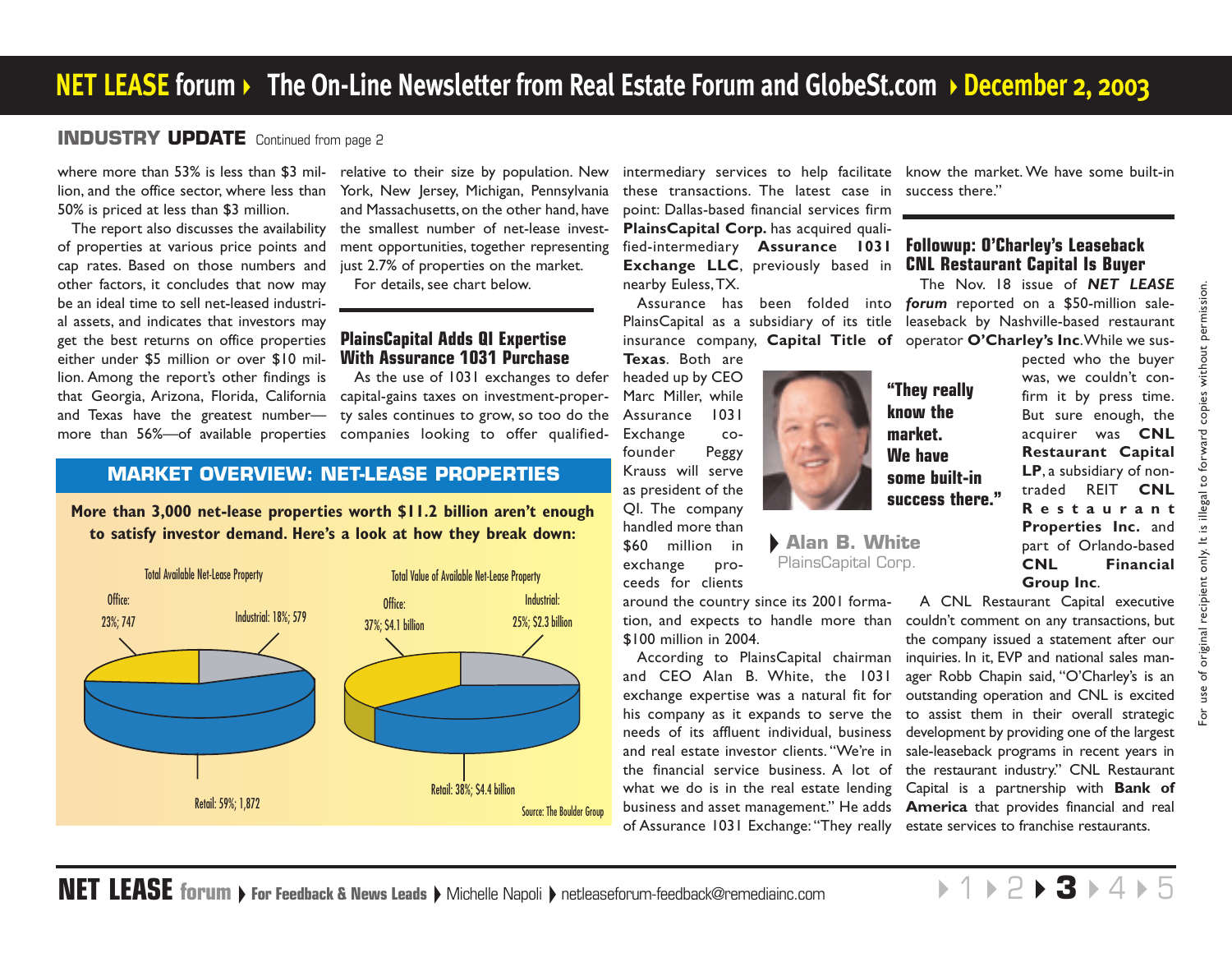## INDUSTRY UPDATE Continued from page 2

where more than 53% is less than $3 million, and the office sector, where less than 50% is priced at less than $3 million.

The report also discusses the availability of properties at various price points and cap rates. Based on those numbers and other factors, it concludes that now may be an ideal time to sell net-leased industrial assets, and indicates that investors may get the best returns on office properties either under $5 million or over $10 million. Among the report's other findings is that Georgia, Arizona, Florida, California and Texas have the greatest number—more than 56%—of available properties relative to their size by population. New York, New Jersey, Michigan, Pennsylvania and Massachusetts, on the other hand, have the smallest number of net-lease investment opportunities, together representing just 2.7% of properties on the market.

For details, see chart below.

### MARKET OVERVIEW: NET-LEASE PROPERTIES

**More than 3,000 net-lease properties worth $11.2 billion aren't enough to satisfy investor demand. Here's a look at how they break down:**

Total Available Net-Lease Property

| Sector | Share; Count |
|---|---|
| Office | 23%; 747 |
| Industrial | 18%; 579 |
| Retail | 59%; 1,872 |

Total Value of Available Net-Lease Property

| Sector | Share; Value |
|---|---|
| Office | 37%; $4.1 billion |
| Industrial | 25%; $2.3 billion |
| Retail | 38%; $4.4 billion |

Source: The Boulder Group

## PlainsCapital Adds QI Expertise With Assurance 1031 Purchase

As the use of 1031 exchanges to defer capital-gains taxes on investment-property sales continues to grow, so too do the companies looking to offer qualified-intermediary services to help facilitate these transactions. The latest case in point: Dallas-based financial services firm **PlainsCapital Corp.** has acquired qualified-intermediary **Assurance 1031 Exchange LLC**, previously based in nearby Euless, TX.

Assurance has been folded into PlainsCapital as a subsidiary of its title insurance company, **Capital Title of Texas**. Both are headed up by CEO Marc Miller, while Assurance 1031 Exchange co-founder Peggy Krauss will serve as president of the QI. The company handled more than $60 million in exchange proceeds for clients around the country since its 2001 formation, and expects to handle more than $100 million in 2004.

> **"They really know the market. We have some built-in success there."**
>
> **Alan B. White**, PlainsCapital Corp.

According to PlainsCapital chairman and CEO Alan B. White, the 1031 exchange expertise was a natural fit for his company as it expands to serve the needs of its affluent individual, business and real estate investor clients. "We're in the financial service business. A lot of what we do is in the real estate lending business and asset management." He adds of Assurance 1031 Exchange: "They really know the market. We have some built-in success there."

## Followup: O'Charley's Leaseback CNL Restaurant Capital Is Buyer

The Nov. 18 issue of ***NET LEASE forum*** reported on a $50-million sale-leaseback by Nashville-based restaurant operator **O'Charley's Inc**. While we suspected who the buyer was, we couldn't confirm it by press time. But sure enough, the acquirer was **CNL Restaurant Capital LP**, a subsidiary of non-traded REIT **CNL Restaurant Properties Inc.** and part of Orlando-based **CNL Financial Group Inc**.

A CNL Restaurant Capital executive couldn't comment on any transactions, but the company issued a statement after our inquiries. In it, EVP and national sales manager Robb Chapin said, "O'Charley's is an outstanding operation and CNL is excited to assist them in their overall strategic development by providing one of the largest sale-leaseback programs in recent years in the restaurant industry." CNL Restaurant Capital is a partnership with **Bank of America** that provides financial and real estate services to franchise restaurants.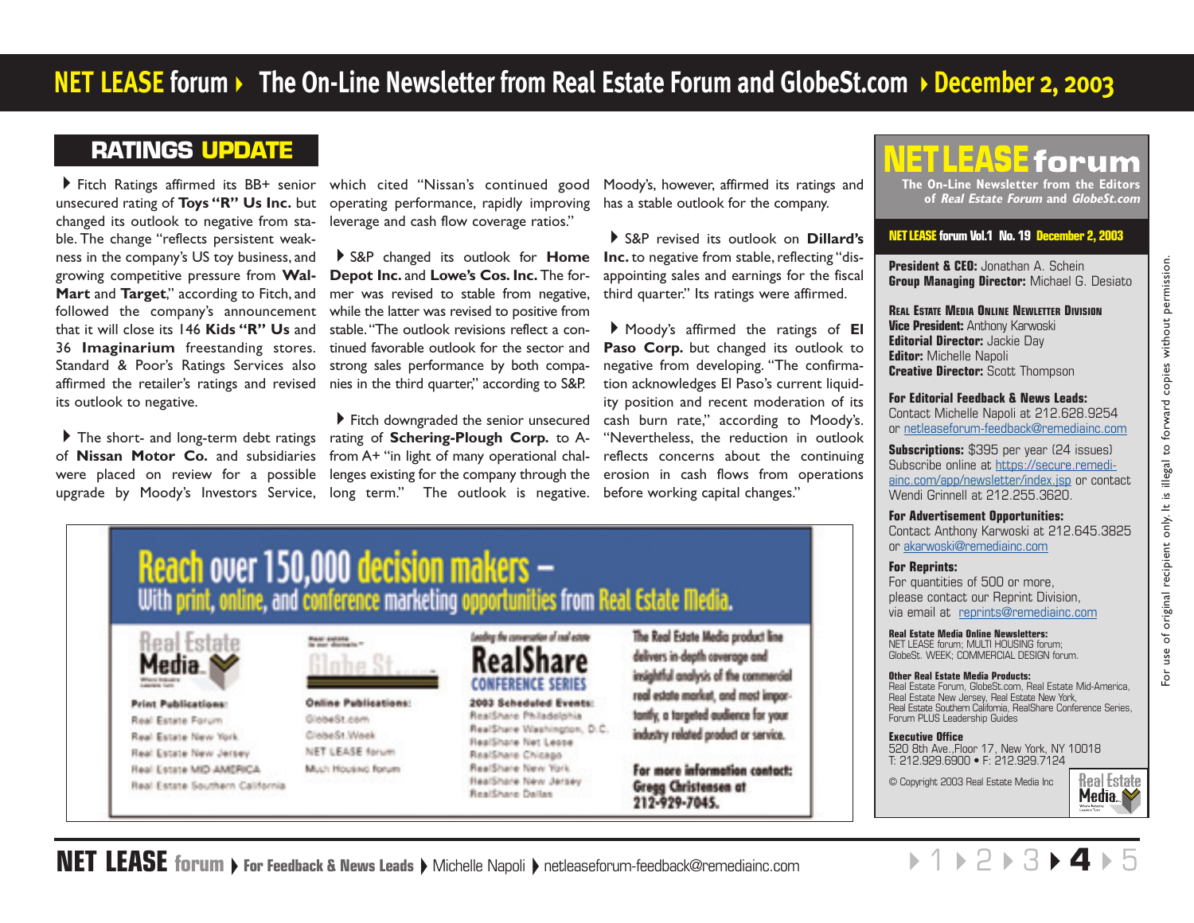## RATINGS UPDATE

Fitch Ratings affirmed its BB+ senior unsecured rating of **Toys "R" Us Inc.** but changed its outlook to negative from stable. The change "reflects persistent weakness in the company's US toy business, and growing competitive pressure from **Wal-Mart** and **Target**," according to Fitch, and followed the company's announcement that it will close its 146 **Kids "R" Us** and 36 **Imaginarium** freestanding stores. Standard & Poor's Ratings Services also affirmed the retailer's ratings and revised its outlook to negative.

The short- and long-term debt ratings of **Nissan Motor Co.** and subsidiaries were placed on review for a possible upgrade by Moody's Investors Service, which cited "Nissan's continued good operating performance, rapidly improving leverage and cash flow coverage ratios."

S&P changed its outlook for **Home Depot Inc.** and **Lowe's Cos. Inc.** The former was revised to stable from negative, while the latter was revised to positive from stable. "The outlook revisions reflect a continued favorable outlook for the sector and strong sales performance by both companies in the third quarter," according to S&P.

Fitch downgraded the senior unsecured rating of **Schering-Plough Corp.** to A- from A+ "in light of many operational challenges existing for the company through the long term." The outlook is negative. Moody's, however, affirmed its ratings and has a stable outlook for the company.

S&P revised its outlook on **Dillard's Inc.** to negative from stable, reflecting "disappointing sales and earnings for the fiscal third quarter." Its ratings were affirmed.

Moody's affirmed the ratings of **El Paso Corp.** but changed its outlook to negative from developing. "The confirmation acknowledges El Paso's current liquidity position and recent moderation of its cash burn rate," according to Moody's. "Nevertheless, the reduction in outlook reflects concerns about the continuing erosion in cash flows from operations before working capital changes."

**Reach over 150,000 decision makers –**
**With print, online, and conference marketing opportunities from Real Estate Media.**

Real Estate Media

**Print Publications:**
Real Estate Forum
Real Estate New York
Real Estate New Jersey
Real Estate MID AMERICA
Real Estate Southern California

GlobeSt.com

**Online Publications:**
GlobeSt.com
GlobeSt.Week
NET LEASE forum
Multi Housing forum

Leading the conversation of real estate
RealShare CONFERENCE SERIES

**2003 Scheduled Events:**
RealShare Philadelphia
RealShare Washington, D.C.
RealShare Net Lease
RealShare Chicago
RealShare New York
RealShare New Jersey
RealShare Dallas

The Real Estate Media product line delivers in-depth coverage and insightful analysis of the commercial real estate market, and most importantly, a targeted audience for your industry related product or service.

**For more information contact: Gregg Christensen at 212-929-7045.**

---

**NET LEASE forum**
The On-Line Newsletter from the Editors of *Real Estate Forum* and *GlobeSt.com*

NET LEASE forum Vol.1 No. 19 December 2, 2003

**President & CEO:** Jonathan A. Schein
**Group Managing Director:** Michael G. Desiato

**REAL ESTATE MEDIA ONLINE NEWLETTER DIVISION**
**Vice President:** Anthony Karwoski
**Editorial Director:** Jackie Day
**Editor:** Michelle Napoli
**Creative Director:** Scott Thompson

**For Editorial Feedback & News Leads:**
Contact Michelle Napoli at 212.628.9254 or netleaseforum-feedback@remediainc.com

**Subscriptions:** $395 per year (24 issues)
Subscribe online at https://secure.remediainc.com/app/newsletter/index.jsp or contact Wendi Grinnell at 212.255.3620.

**For Advertisement Opportunities:**
Contact Anthony Karwoski at 212.645.3825 or akarwoski@remediainc.com

**For Reprints:**
For quantities of 500 or more, please contact our Reprint Division, via email at reprints@remediainc.com

**Real Estate Media Online Newsletters:**
NET LEASE forum; MULTI HOUSING forum; GlobeSt. WEEK; COMMERCIAL DESIGN forum.

**Other Real Estate Media Products:**
Real Estate Forum, GlobeSt.com, Real Estate Mid-America, Real Estate New Jersey, Real Estate New York, Real Estate Southern California, RealShare Conference Series, Forum PLUS Leadership Guides

**Executive Office**
520 8th Ave.,Floor 17, New York, NY 10018
T: 212.929.6900 • F: 212.929.7124

© Copyright 2003 Real Estate Media Inc

For use of original recipient only. It is illegal to forward copies without permission.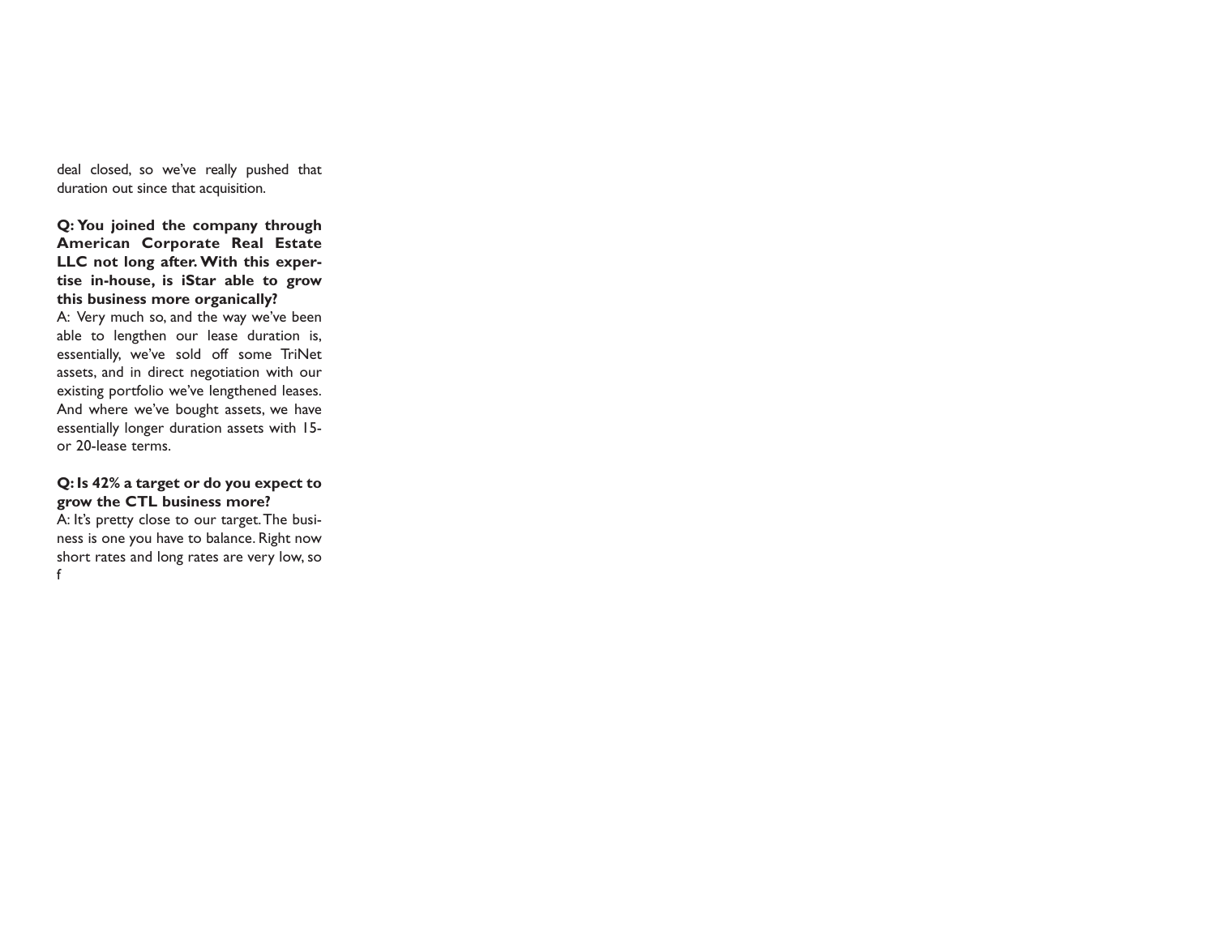deal closed, so we've really pushed that duration out since that acquisition.

**Q: You joined the company through American Corporate Real Estate LLC not long after. With this expertise in-house, is iStar able to grow this business more organically?**

A: Very much so, and the way we've been able to lengthen our lease duration is, essentially, we've sold off some TriNet assets, and in direct negotiation with our existing portfolio we've lengthened leases. And where we've bought assets, we have essentially longer duration assets with 15- or 20-lease terms.

**Q: Is 42% a target or do you expect to grow the CTL business more?**

A: It's pretty close to our target. The business is one you have to balance. Right now short rates and long rates are very low, so f